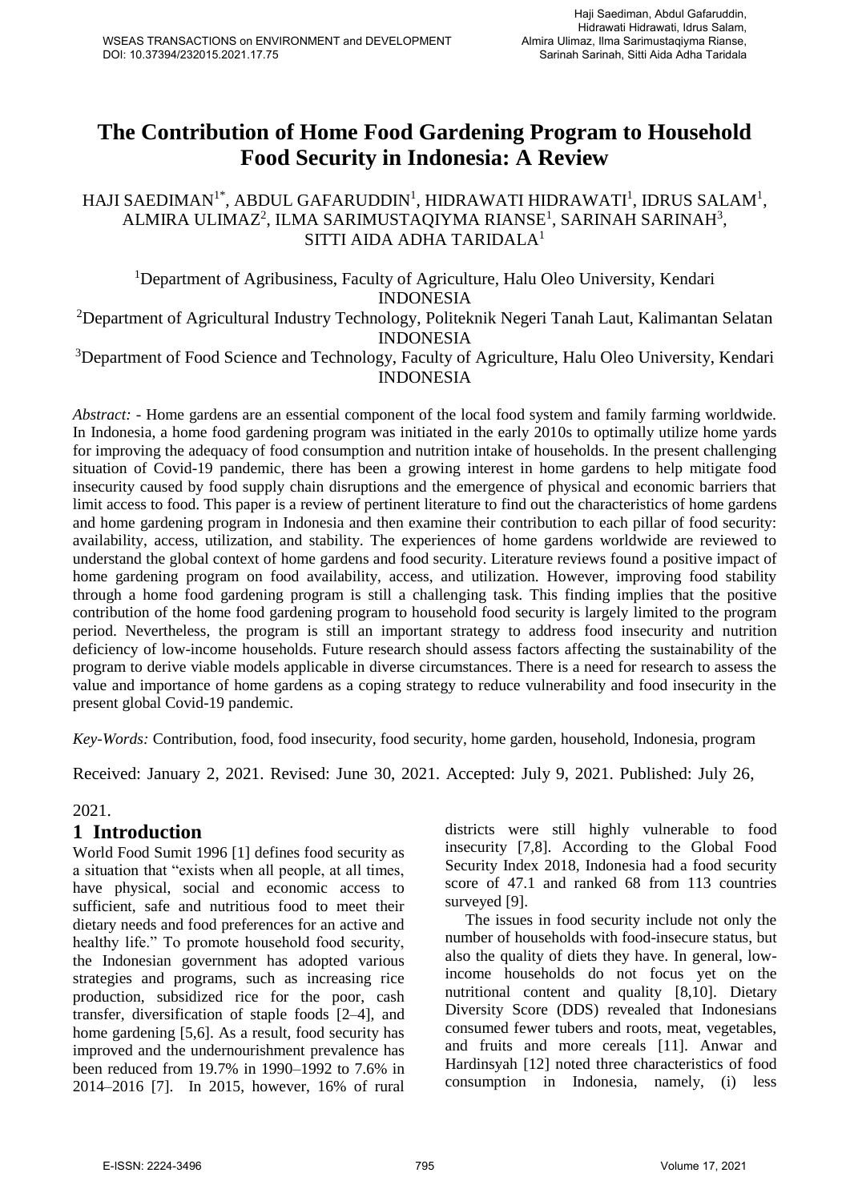# The Contribution of Home Food Gardening Program to Household Food Security in Indonesia: A Review

HAJI SAEDIMAN[1*], ABDUL GAFARUDDIN[1], HIDRAWATI HIDRAWATI[1], IDRUS SALAM[1], ALMIRA ULIMAZ[2], ILMA SARIMUSTAQIYMA RIANSE[1], SARINAH SARINAH[3], SITTI AIDA ADHA TARIDALA[1]

[1]Department of Agribusiness, Faculty of Agriculture, Halu Oleo University, Kendari INDONESIA

[2]Department of Agricultural Industry Technology, Politeknik Negeri Tanah Laut, Kalimantan Selatan INDONESIA

[3]Department of Food Science and Technology, Faculty of Agriculture, Halu Oleo University, Kendari INDONESIA

*Abstract:* - Home gardens are an essential component of the local food system and family farming worldwide. In Indonesia, a home food gardening program was initiated in the early 2010s to optimally utilize home yards for improving the adequacy of food consumption and nutrition intake of households. In the present challenging situation of Covid-19 pandemic, there has been a growing interest in home gardens to help mitigate food insecurity caused by food supply chain disruptions and the emergence of physical and economic barriers that limit access to food. This paper is a review of pertinent literature to find out the characteristics of home gardens and home gardening program in Indonesia and then examine their contribution to each pillar of food security: availability, access, utilization, and stability. The experiences of home gardens worldwide are reviewed to understand the global context of home gardens and food security. Literature reviews found a positive impact of home gardening program on food availability, access, and utilization. However, improving food stability through a home food gardening program is still a challenging task. This finding implies that the positive contribution of the home food gardening program to household food security is largely limited to the program period. Nevertheless, the program is still an important strategy to address food insecurity and nutrition deficiency of low-income households. Future research should assess factors affecting the sustainability of the program to derive viable models applicable in diverse circumstances. There is a need for research to assess the value and importance of home gardens as a coping strategy to reduce vulnerability and food insecurity in the present global Covid-19 pandemic.

*Key-Words:* Contribution, food, food insecurity, food security, home garden, household, Indonesia, program

Received: January 2, 2021. Revised: June 30, 2021. Accepted: July 9, 2021. Published: July 26, 2021.

## 1 Introduction

World Food Sumit 1996 [1] defines food security as a situation that "exists when all people, at all times, have physical, social and economic access to sufficient, safe and nutritious food to meet their dietary needs and food preferences for an active and healthy life." To promote household food security, the Indonesian government has adopted various strategies and programs, such as increasing rice production, subsidized rice for the poor, cash transfer, diversification of staple foods [2–4], and home gardening [5,6]. As a result, food security has improved and the undernourishment prevalence has been reduced from 19.7% in 1990–1992 to 7.6% in 2014–2016 [7]. In 2015, however, 16% of rural districts were still highly vulnerable to food insecurity [7,8]. According to the Global Food Security Index 2018, Indonesia had a food security score of 47.1 and ranked 68 from 113 countries surveyed [9].

The issues in food security include not only the number of households with food-insecure status, but also the quality of diets they have. In general, low-income households do not focus yet on the nutritional content and quality [8,10]. Dietary Diversity Score (DDS) revealed that Indonesians consumed fewer tubers and roots, meat, vegetables, and fruits and more cereals [11]. Anwar and Hardinsyah [12] noted three characteristics of food consumption in Indonesia, namely, (i) less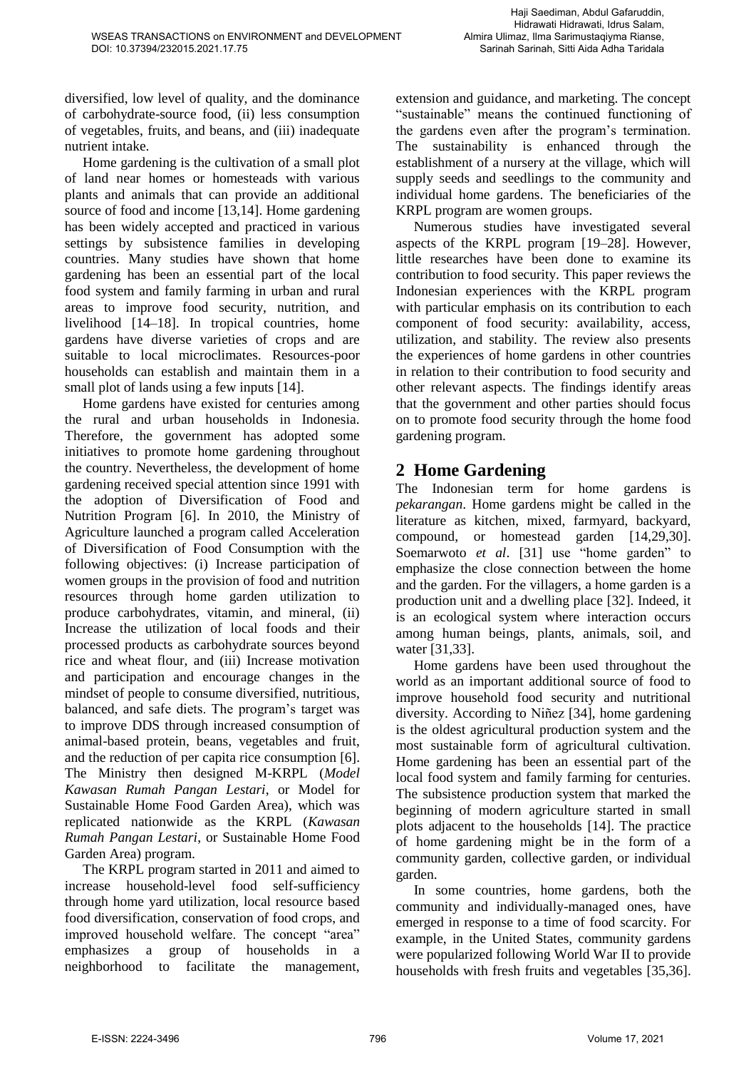diversified, low level of quality, and the dominance of carbohydrate-source food, (ii) less consumption of vegetables, fruits, and beans, and (iii) inadequate nutrient intake.

Home gardening is the cultivation of a small plot of land near homes or homesteads with various plants and animals that can provide an additional source of food and income [13,14]. Home gardening has been widely accepted and practiced in various settings by subsistence families in developing countries. Many studies have shown that home gardening has been an essential part of the local food system and family farming in urban and rural areas to improve food security, nutrition, and livelihood [14–18]. In tropical countries, home gardens have diverse varieties of crops and are suitable to local microclimates. Resources-poor households can establish and maintain them in a small plot of lands using a few inputs [14].

Home gardens have existed for centuries among the rural and urban households in Indonesia. Therefore, the government has adopted some initiatives to promote home gardening throughout the country. Nevertheless, the development of home gardening received special attention since 1991 with the adoption of Diversification of Food and Nutrition Program [6]. In 2010, the Ministry of Agriculture launched a program called Acceleration of Diversification of Food Consumption with the following objectives: (i) Increase participation of women groups in the provision of food and nutrition resources through home garden utilization to produce carbohydrates, vitamin, and mineral, (ii) Increase the utilization of local foods and their processed products as carbohydrate sources beyond rice and wheat flour, and (iii) Increase motivation and participation and encourage changes in the mindset of people to consume diversified, nutritious, balanced, and safe diets. The program's target was to improve DDS through increased consumption of animal-based protein, beans, vegetables and fruit, and the reduction of per capita rice consumption [6]. The Ministry then designed M-KRPL (*Model Kawasan Rumah Pangan Lestari*, or Model for Sustainable Home Food Garden Area), which was replicated nationwide as the KRPL (*Kawasan Rumah Pangan Lestari*, or Sustainable Home Food Garden Area) program.

The KRPL program started in 2011 and aimed to increase household-level food self-sufficiency through home yard utilization, local resource based food diversification, conservation of food crops, and improved household welfare. The concept "area" emphasizes a group of households in a neighborhood to facilitate the management, extension and guidance, and marketing. The concept "sustainable" means the continued functioning of the gardens even after the program's termination. The sustainability is enhanced through the establishment of a nursery at the village, which will supply seeds and seedlings to the community and individual home gardens. The beneficiaries of the KRPL program are women groups.

Numerous studies have investigated several aspects of the KRPL program [19–28]. However, little researches have been done to examine its contribution to food security. This paper reviews the Indonesian experiences with the KRPL program with particular emphasis on its contribution to each component of food security: availability, access, utilization, and stability. The review also presents the experiences of home gardens in other countries in relation to their contribution to food security and other relevant aspects. The findings identify areas that the government and other parties should focus on to promote food security through the home food gardening program.

## 2 Home Gardening

The Indonesian term for home gardens is *pekarangan*. Home gardens might be called in the literature as kitchen, mixed, farmyard, backyard, compound, or homestead garden [14,29,30]. Soemarwoto *et al*. [31] use "home garden" to emphasize the close connection between the home and the garden. For the villagers, a home garden is a production unit and a dwelling place [32]. Indeed, it is an ecological system where interaction occurs among human beings, plants, animals, soil, and water [31,33].

Home gardens have been used throughout the world as an important additional source of food to improve household food security and nutritional diversity. According to Niñez [34], home gardening is the oldest agricultural production system and the most sustainable form of agricultural cultivation. Home gardening has been an essential part of the local food system and family farming for centuries. The subsistence production system that marked the beginning of modern agriculture started in small plots adjacent to the households [14]. The practice of home gardening might be in the form of a community garden, collective garden, or individual garden.

In some countries, home gardens, both the community and individually-managed ones, have emerged in response to a time of food scarcity. For example, in the United States, community gardens were popularized following World War II to provide households with fresh fruits and vegetables [35,36].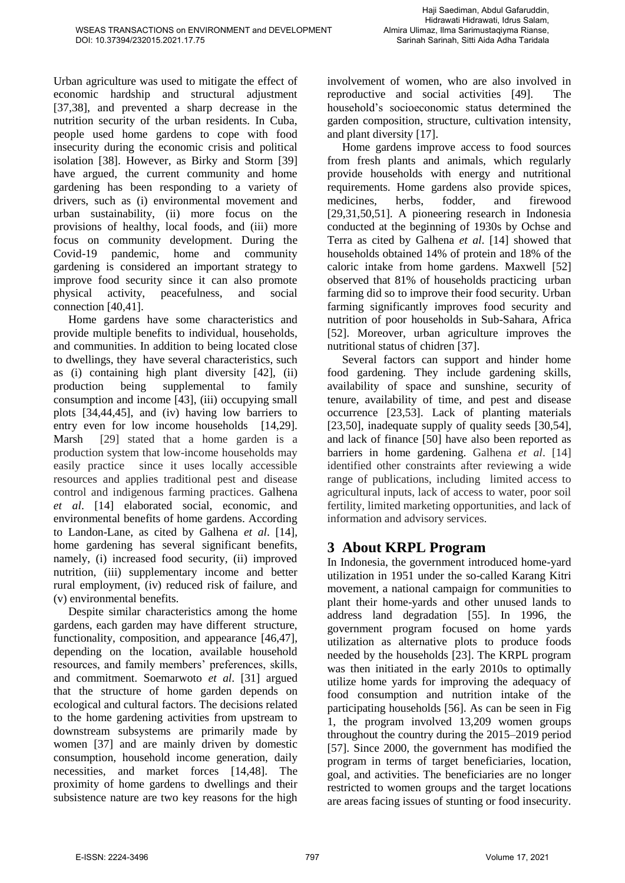Urban agriculture was used to mitigate the effect of economic hardship and structural adjustment [37,38], and prevented a sharp decrease in the nutrition security of the urban residents. In Cuba, people used home gardens to cope with food insecurity during the economic crisis and political isolation [38]. However, as Birky and Storm [39] have argued, the current community and home gardening has been responding to a variety of drivers, such as (i) environmental movement and urban sustainability, (ii) more focus on the provisions of healthy, local foods, and (iii) more focus on community development. During the Covid-19 pandemic, home and community gardening is considered an important strategy to improve food security since it can also promote physical activity, peacefulness, and social connection [40,41].

Home gardens have some characteristics and provide multiple benefits to individual, households, and communities. In addition to being located close to dwellings, they have several characteristics, such as (i) containing high plant diversity [42], (ii) production being supplemental to family consumption and income [43], (iii) occupying small plots [34,44,45], and (iv) having low barriers to entry even for low income households [14,29]. Marsh [29] stated that a home garden is a production system that low-income households may easily practice since it uses locally accessible resources and applies traditional pest and disease control and indigenous farming practices. Galhena *et al*. [14] elaborated social, economic, and environmental benefits of home gardens. According to Landon-Lane, as cited by Galhena *et al*. [14], home gardening has several significant benefits, namely, (i) increased food security, (ii) improved nutrition, (iii) supplementary income and better rural employment, (iv) reduced risk of failure, and (v) environmental benefits.

Despite similar characteristics among the home gardens, each garden may have different structure, functionality, composition, and appearance [46,47], depending on the location, available household resources, and family members' preferences, skills, and commitment. Soemarwoto *et al*. [31] argued that the structure of home garden depends on ecological and cultural factors. The decisions related to the home gardening activities from upstream to downstream subsystems are primarily made by women [37] and are mainly driven by domestic consumption, household income generation, daily necessities, and market forces [14,48]. The proximity of home gardens to dwellings and their subsistence nature are two key reasons for the high involvement of women, who are also involved in reproductive and social activities [49]. The household's socioeconomic status determined the garden composition, structure, cultivation intensity, and plant diversity [17].

Home gardens improve access to food sources from fresh plants and animals, which regularly provide households with energy and nutritional requirements. Home gardens also provide spices, medicines, herbs, fodder, and firewood [29,31,50,51]. A pioneering research in Indonesia conducted at the beginning of 1930s by Ochse and Terra as cited by Galhena *et al*. [14] showed that households obtained 14% of protein and 18% of the caloric intake from home gardens. Maxwell [52] observed that 81% of households practicing urban farming did so to improve their food security. Urban farming significantly improves food security and nutrition of poor households in Sub-Sahara, Africa [52]. Moreover, urban agriculture improves the nutritional status of chidren [37].

Several factors can support and hinder home food gardening. They include gardening skills, availability of space and sunshine, security of tenure, availability of time, and pest and disease occurrence [23,53]. Lack of planting materials [23,50], inadequate supply of quality seeds [30,54], and lack of finance [50] have also been reported as barriers in home gardening. Galhena *et al*. [14] identified other constraints after reviewing a wide range of publications, including limited access to agricultural inputs, lack of access to water, poor soil fertility, limited marketing opportunities, and lack of information and advisory services.

# 3 About KRPL Program

In Indonesia, the government introduced home-yard utilization in 1951 under the so-called Karang Kitri movement, a national campaign for communities to plant their home-yards and other unused lands to address land degradation [55]. In 1996, the government program focused on home yards utilization as alternative plots to produce foods needed by the households [23]. The KRPL program was then initiated in the early 2010s to optimally utilize home yards for improving the adequacy of food consumption and nutrition intake of the participating households [56]. As can be seen in Fig 1, the program involved 13,209 women groups throughout the country during the 2015–2019 period [57]. Since 2000, the government has modified the program in terms of target beneficiaries, location, goal, and activities. The beneficiaries are no longer restricted to women groups and the target locations are areas facing issues of stunting or food insecurity.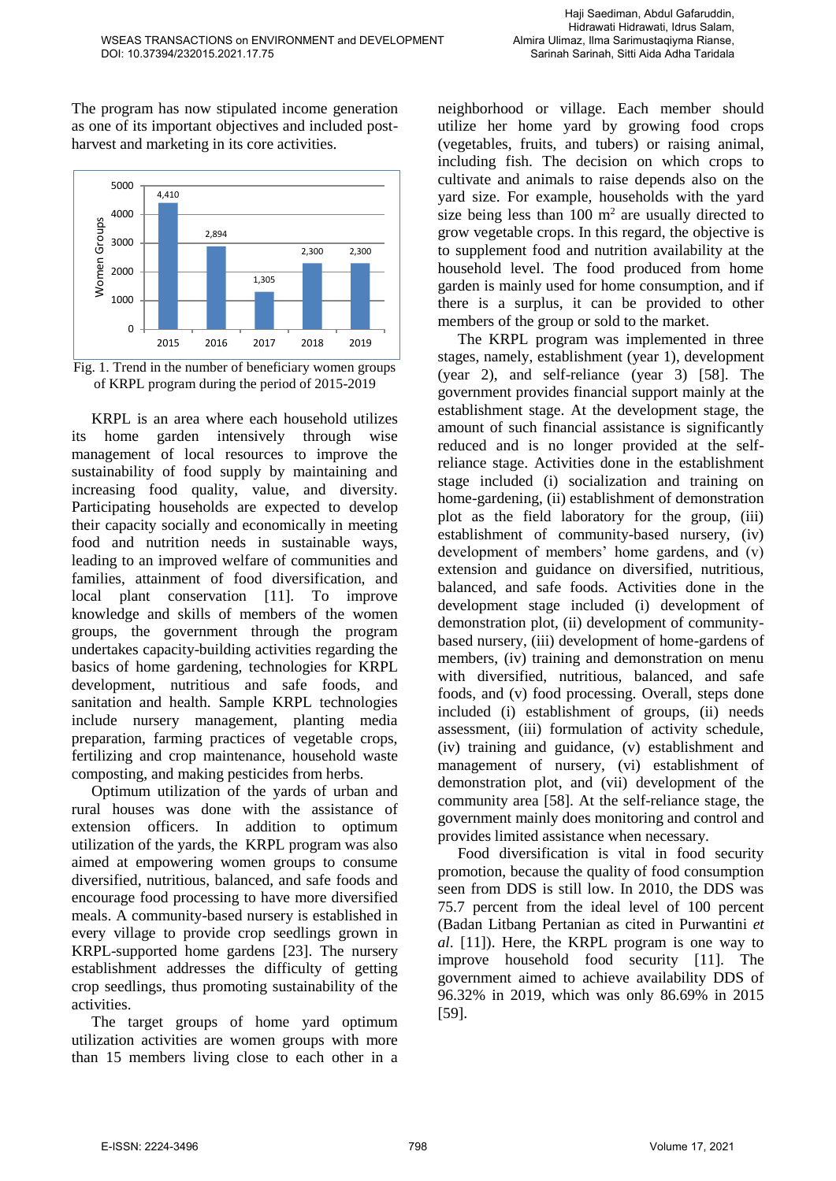The program has now stipulated income generation as one of its important objectives and included post-harvest and marketing in its core activities.

| Year | Women Groups |
|---|---|
| 2015 | 4,410 |
| 2016 | 2,894 |
| 2017 | 1,305 |
| 2018 | 2,300 |
| 2019 | 2,300 |

Fig. 1. Trend in the number of beneficiary women groups of KRPL program during the period of 2015-2019

KRPL is an area where each household utilizes its home garden intensively through wise management of local resources to improve the sustainability of food supply by maintaining and increasing food quality, value, and diversity. Participating households are expected to develop their capacity socially and economically in meeting food and nutrition needs in sustainable ways, leading to an improved welfare of communities and families, attainment of food diversification, and local plant conservation [11]. To improve knowledge and skills of members of the women groups, the government through the program undertakes capacity-building activities regarding the basics of home gardening, technologies for KRPL development, nutritious and safe foods, and sanitation and health. Sample KRPL technologies include nursery management, planting media preparation, farming practices of vegetable crops, fertilizing and crop maintenance, household waste composting, and making pesticides from herbs.

Optimum utilization of the yards of urban and rural houses was done with the assistance of extension officers. In addition to optimum utilization of the yards, the KRPL program was also aimed at empowering women groups to consume diversified, nutritious, balanced, and safe foods and encourage food processing to have more diversified meals. A community-based nursery is established in every village to provide crop seedlings grown in KRPL-supported home gardens [23]. The nursery establishment addresses the difficulty of getting crop seedlings, thus promoting sustainability of the activities.

The target groups of home yard optimum utilization activities are women groups with more than 15 members living close to each other in a neighborhood or village. Each member should utilize her home yard by growing food crops (vegetables, fruits, and tubers) or raising animal, including fish. The decision on which crops to cultivate and animals to raise depends also on the yard size. For example, households with the yard size being less than 100 m$^2$ are usually directed to grow vegetable crops. In this regard, the objective is to supplement food and nutrition availability at the household level. The food produced from home garden is mainly used for home consumption, and if there is a surplus, it can be provided to other members of the group or sold to the market.

The KRPL program was implemented in three stages, namely, establishment (year 1), development (year 2), and self-reliance (year 3) [58]. The government provides financial support mainly at the establishment stage. At the development stage, the amount of such financial assistance is significantly reduced and is no longer provided at the self-reliance stage. Activities done in the establishment stage included (i) socialization and training on home-gardening, (ii) establishment of demonstration plot as the field laboratory for the group, (iii) establishment of community-based nursery, (iv) development of members' home gardens, and (v) extension and guidance on diversified, nutritious, balanced, and safe foods. Activities done in the development stage included (i) development of demonstration plot, (ii) development of community-based nursery, (iii) development of home-gardens of members, (iv) training and demonstration on menu with diversified, nutritious, balanced, and safe foods, and (v) food processing. Overall, steps done included (i) establishment of groups, (ii) needs assessment, (iii) formulation of activity schedule, (iv) training and guidance, (v) establishment and management of nursery, (vi) establishment of demonstration plot, and (vii) development of the community area [58]. At the self-reliance stage, the government mainly does monitoring and control and provides limited assistance when necessary.

Food diversification is vital in food security promotion, because the quality of food consumption seen from DDS is still low. In 2010, the DDS was 75.7 percent from the ideal level of 100 percent (Badan Litbang Pertanian as cited in Purwantini *et al*. [11]). Here, the KRPL program is one way to improve household food security [11]. The government aimed to achieve availability DDS of 96.32% in 2019, which was only 86.69% in 2015 [59].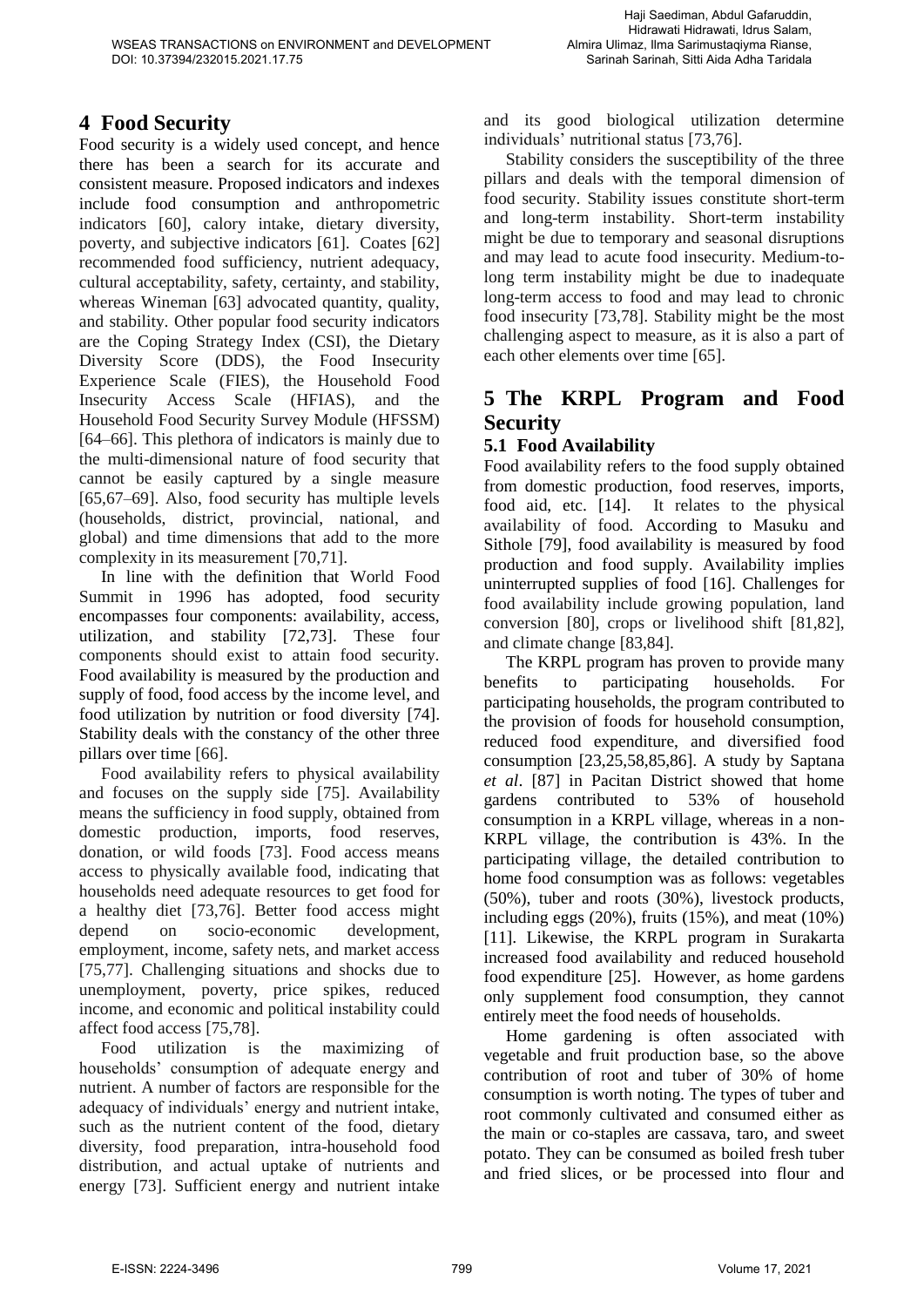## 4 Food Security

Food security is a widely used concept, and hence there has been a search for its accurate and consistent measure. Proposed indicators and indexes include food consumption and anthropometric indicators [60], calory intake, dietary diversity, poverty, and subjective indicators [61]. Coates [62] recommended food sufficiency, nutrient adequacy, cultural acceptability, safety, certainty, and stability, whereas Wineman [63] advocated quantity, quality, and stability. Other popular food security indicators are the Coping Strategy Index (CSI), the Dietary Diversity Score (DDS), the Food Insecurity Experience Scale (FIES), the Household Food Insecurity Access Scale (HFIAS), and the Household Food Security Survey Module (HFSSM) [64–66]. This plethora of indicators is mainly due to the multi-dimensional nature of food security that cannot be easily captured by a single measure [65,67–69]. Also, food security has multiple levels (households, district, provincial, national, and global) and time dimensions that add to the more complexity in its measurement [70,71].

In line with the definition that World Food Summit in 1996 has adopted, food security encompasses four components: availability, access, utilization, and stability [72,73]. These four components should exist to attain food security. Food availability is measured by the production and supply of food, food access by the income level, and food utilization by nutrition or food diversity [74]. Stability deals with the constancy of the other three pillars over time [66].

Food availability refers to physical availability and focuses on the supply side [75]. Availability means the sufficiency in food supply, obtained from domestic production, imports, food reserves, donation, or wild foods [73]. Food access means access to physically available food, indicating that households need adequate resources to get food for a healthy diet [73,76]. Better food access might depend on socio-economic development, employment, income, safety nets, and market access [75,77]. Challenging situations and shocks due to unemployment, poverty, price spikes, reduced income, and economic and political instability could affect food access [75,78].

Food utilization is the maximizing of households' consumption of adequate energy and nutrient. A number of factors are responsible for the adequacy of individuals' energy and nutrient intake, such as the nutrient content of the food, dietary diversity, food preparation, intra-household food distribution, and actual uptake of nutrients and energy [73]. Sufficient energy and nutrient intake and its good biological utilization determine individuals' nutritional status [73,76].

Stability considers the susceptibility of the three pillars and deals with the temporal dimension of food security. Stability issues constitute short-term and long-term instability. Short-term instability might be due to temporary and seasonal disruptions and may lead to acute food insecurity. Medium-to-long term instability might be due to inadequate long-term access to food and may lead to chronic food insecurity [73,78]. Stability might be the most challenging aspect to measure, as it is also a part of each other elements over time [65].

## 5 The KRPL Program and Food Security

### 5.1 Food Availability

Food availability refers to the food supply obtained from domestic production, food reserves, imports, food aid, etc. [14]. It relates to the physical availability of food. According to Masuku and Sithole [79], food availability is measured by food production and food supply. Availability implies uninterrupted supplies of food [16]. Challenges for food availability include growing population, land conversion [80], crops or livelihood shift [81,82], and climate change [83,84].

The KRPL program has proven to provide many benefits to participating households. For participating households, the program contributed to the provision of foods for household consumption, reduced food expenditure, and diversified food consumption [23,25,58,85,86]. A study by Saptana *et al*. [87] in Pacitan District showed that home gardens contributed to 53% of household consumption in a KRPL village, whereas in a non-KRPL village, the contribution is 43%. In the participating village, the detailed contribution to home food consumption was as follows: vegetables (50%), tuber and roots (30%), livestock products, including eggs (20%), fruits (15%), and meat (10%) [11]. Likewise, the KRPL program in Surakarta increased food availability and reduced household food expenditure [25]. However, as home gardens only supplement food consumption, they cannot entirely meet the food needs of households.

Home gardening is often associated with vegetable and fruit production base, so the above contribution of root and tuber of 30% of home consumption is worth noting. The types of tuber and root commonly cultivated and consumed either as the main or co-staples are cassava, taro, and sweet potato. They can be consumed as boiled fresh tuber and fried slices, or be processed into flour and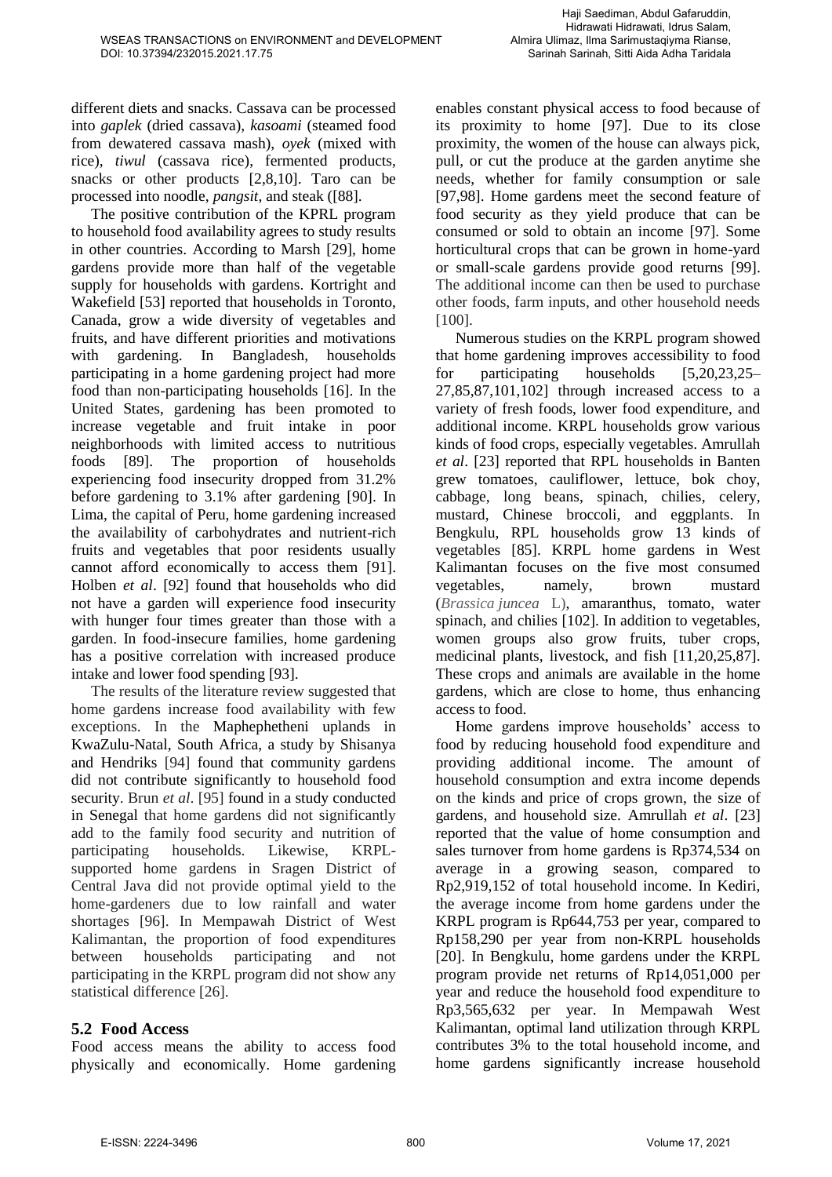different diets and snacks. Cassava can be processed into *gaplek* (dried cassava), *kasoami* (steamed food from dewatered cassava mash), *oyek* (mixed with rice), *tiwul* (cassava rice), fermented products, snacks or other products [2,8,10]. Taro can be processed into noodle, *pangsit*, and steak ([88].

The positive contribution of the KPRL program to household food availability agrees to study results in other countries. According to Marsh [29], home gardens provide more than half of the vegetable supply for households with gardens. Kortright and Wakefield [53] reported that households in Toronto, Canada, grow a wide diversity of vegetables and fruits, and have different priorities and motivations with gardening. In Bangladesh, households participating in a home gardening project had more food than non-participating households [16]. In the United States, gardening has been promoted to increase vegetable and fruit intake in poor neighborhoods with limited access to nutritious foods [89]. The proportion of households experiencing food insecurity dropped from 31.2% before gardening to 3.1% after gardening [90]. In Lima, the capital of Peru, home gardening increased the availability of carbohydrates and nutrient-rich fruits and vegetables that poor residents usually cannot afford economically to access them [91]. Holben *et al*. [92] found that households who did not have a garden will experience food insecurity with hunger four times greater than those with a garden. In food-insecure families, home gardening has a positive correlation with increased produce intake and lower food spending [93].

The results of the literature review suggested that home gardens increase food availability with few exceptions. In the Maphephetheni uplands in KwaZulu-Natal, South Africa, a study by Shisanya and Hendriks [94] found that community gardens did not contribute significantly to household food security. Brun *et al*. [95] found in a study conducted in Senegal that home gardens did not significantly add to the family food security and nutrition of participating households. Likewise, KRPL-supported home gardens in Sragen District of Central Java did not provide optimal yield to the home-gardeners due to low rainfall and water shortages [96]. In Mempawah District of West Kalimantan, the proportion of food expenditures between households participating and not participating in the KRPL program did not show any statistical difference [26].

## 5.2 Food Access

Food access means the ability to access food physically and economically. Home gardening enables constant physical access to food because of its proximity to home [97]. Due to its close proximity, the women of the house can always pick, pull, or cut the produce at the garden anytime she needs, whether for family consumption or sale [97,98]. Home gardens meet the second feature of food security as they yield produce that can be consumed or sold to obtain an income [97]. Some horticultural crops that can be grown in home-yard or small-scale gardens provide good returns [99]. The additional income can then be used to purchase other foods, farm inputs, and other household needs [100].

Numerous studies on the KRPL program showed that home gardening improves accessibility to food for participating households [5,20,23,25–27,85,87,101,102] through increased access to a variety of fresh foods, lower food expenditure, and additional income. KRPL households grow various kinds of food crops, especially vegetables. Amrullah *et al*. [23] reported that RPL households in Banten grew tomatoes, cauliflower, lettuce, bok choy, cabbage, long beans, spinach, chilies, celery, mustard, Chinese broccoli, and eggplants. In Bengkulu, RPL households grow 13 kinds of vegetables [85]. KRPL home gardens in West Kalimantan focuses on the five most consumed vegetables, namely, brown mustard (*Brassica juncea* L), amaranthus, tomato, water spinach, and chilies [102]. In addition to vegetables, women groups also grow fruits, tuber crops, medicinal plants, livestock, and fish [11,20,25,87]. These crops and animals are available in the home gardens, which are close to home, thus enhancing access to food.

Home gardens improve households' access to food by reducing household food expenditure and providing additional income. The amount of household consumption and extra income depends on the kinds and price of crops grown, the size of gardens, and household size. Amrullah *et al*. [23] reported that the value of home consumption and sales turnover from home gardens is Rp374,534 on average in a growing season, compared to Rp2,919,152 of total household income. In Kediri, the average income from home gardens under the KRPL program is Rp644,753 per year, compared to Rp158,290 per year from non-KRPL households [20]. In Bengkulu, home gardens under the KRPL program provide net returns of Rp14,051,000 per year and reduce the household food expenditure to Rp3,565,632 per year. In Mempawah West Kalimantan, optimal land utilization through KRPL contributes 3% to the total household income, and home gardens significantly increase household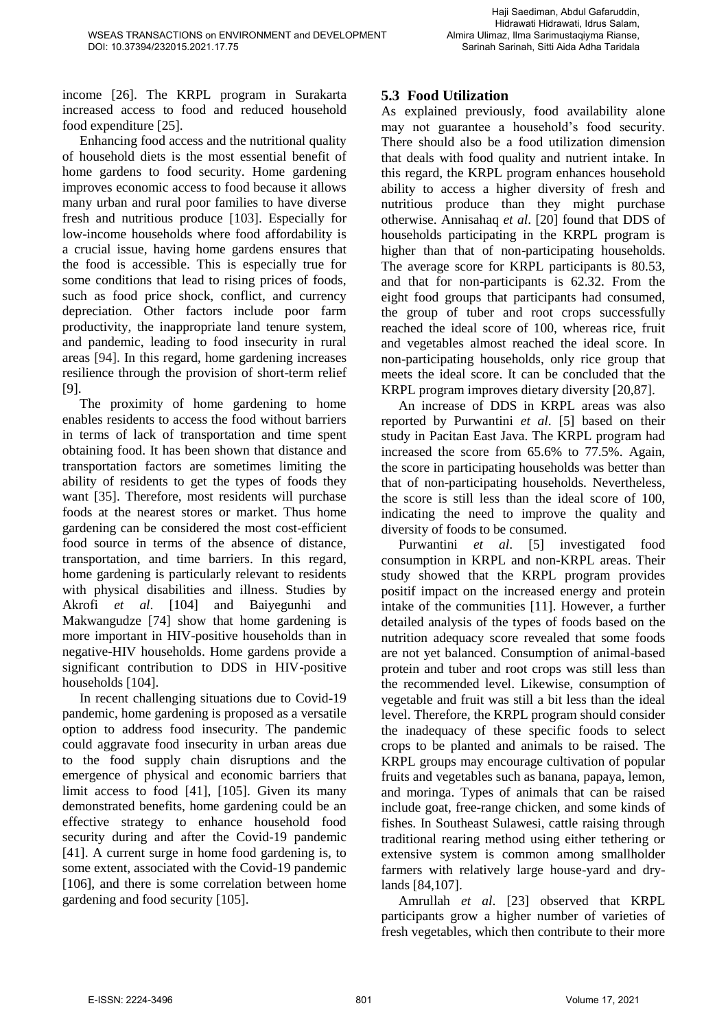income [26]. The KRPL program in Surakarta increased access to food and reduced household food expenditure [25].

Enhancing food access and the nutritional quality of household diets is the most essential benefit of home gardens to food security. Home gardening improves economic access to food because it allows many urban and rural poor families to have diverse fresh and nutritious produce [103]. Especially for low-income households where food affordability is a crucial issue, having home gardens ensures that the food is accessible. This is especially true for some conditions that lead to rising prices of foods, such as food price shock, conflict, and currency depreciation. Other factors include poor farm productivity, the inappropriate land tenure system, and pandemic, leading to food insecurity in rural areas [94]. In this regard, home gardening increases resilience through the provision of short-term relief [9].

The proximity of home gardening to home enables residents to access the food without barriers in terms of lack of transportation and time spent obtaining food. It has been shown that distance and transportation factors are sometimes limiting the ability of residents to get the types of foods they want [35]. Therefore, most residents will purchase foods at the nearest stores or market. Thus home gardening can be considered the most cost-efficient food source in terms of the absence of distance, transportation, and time barriers. In this regard, home gardening is particularly relevant to residents with physical disabilities and illness. Studies by Akrofi *et al*. [104] and Baiyegunhi and Makwangudze [74] show that home gardening is more important in HIV-positive households than in negative-HIV households. Home gardens provide a significant contribution to DDS in HIV-positive households [104].

In recent challenging situations due to Covid-19 pandemic, home gardening is proposed as a versatile option to address food insecurity. The pandemic could aggravate food insecurity in urban areas due to the food supply chain disruptions and the emergence of physical and economic barriers that limit access to food [41], [105]. Given its many demonstrated benefits, home gardening could be an effective strategy to enhance household food security during and after the Covid-19 pandemic [41]. A current surge in home food gardening is, to some extent, associated with the Covid-19 pandemic [106], and there is some correlation between home gardening and food security [105].

### 5.3 Food Utilization

As explained previously, food availability alone may not guarantee a household's food security. There should also be a food utilization dimension that deals with food quality and nutrient intake. In this regard, the KRPL program enhances household ability to access a higher diversity of fresh and nutritious produce than they might purchase otherwise. Annisahaq *et al*. [20] found that DDS of households participating in the KRPL program is higher than that of non-participating households. The average score for KRPL participants is 80.53, and that for non-participants is 62.32. From the eight food groups that participants had consumed, the group of tuber and root crops successfully reached the ideal score of 100, whereas rice, fruit and vegetables almost reached the ideal score. In non-participating households, only rice group that meets the ideal score. It can be concluded that the KRPL program improves dietary diversity [20,87].

An increase of DDS in KRPL areas was also reported by Purwantini *et al*. [5] based on their study in Pacitan East Java. The KRPL program had increased the score from 65.6% to 77.5%. Again, the score in participating households was better than that of non-participating households. Nevertheless, the score is still less than the ideal score of 100, indicating the need to improve the quality and diversity of foods to be consumed.

Purwantini *et al*. [5] investigated food consumption in KRPL and non-KRPL areas. Their study showed that the KRPL program provides positif impact on the increased energy and protein intake of the communities [11]. However, a further detailed analysis of the types of foods based on the nutrition adequacy score revealed that some foods are not yet balanced. Consumption of animal-based protein and tuber and root crops was still less than the recommended level. Likewise, consumption of vegetable and fruit was still a bit less than the ideal level. Therefore, the KRPL program should consider the inadequacy of these specific foods to select crops to be planted and animals to be raised. The KRPL groups may encourage cultivation of popular fruits and vegetables such as banana, papaya, lemon, and moringa. Types of animals that can be raised include goat, free-range chicken, and some kinds of fishes. In Southeast Sulawesi, cattle raising through traditional rearing method using either tethering or extensive system is common among smallholder farmers with relatively large house-yard and dry-lands [84,107].

Amrullah *et al*. [23] observed that KRPL participants grow a higher number of varieties of fresh vegetables, which then contribute to their more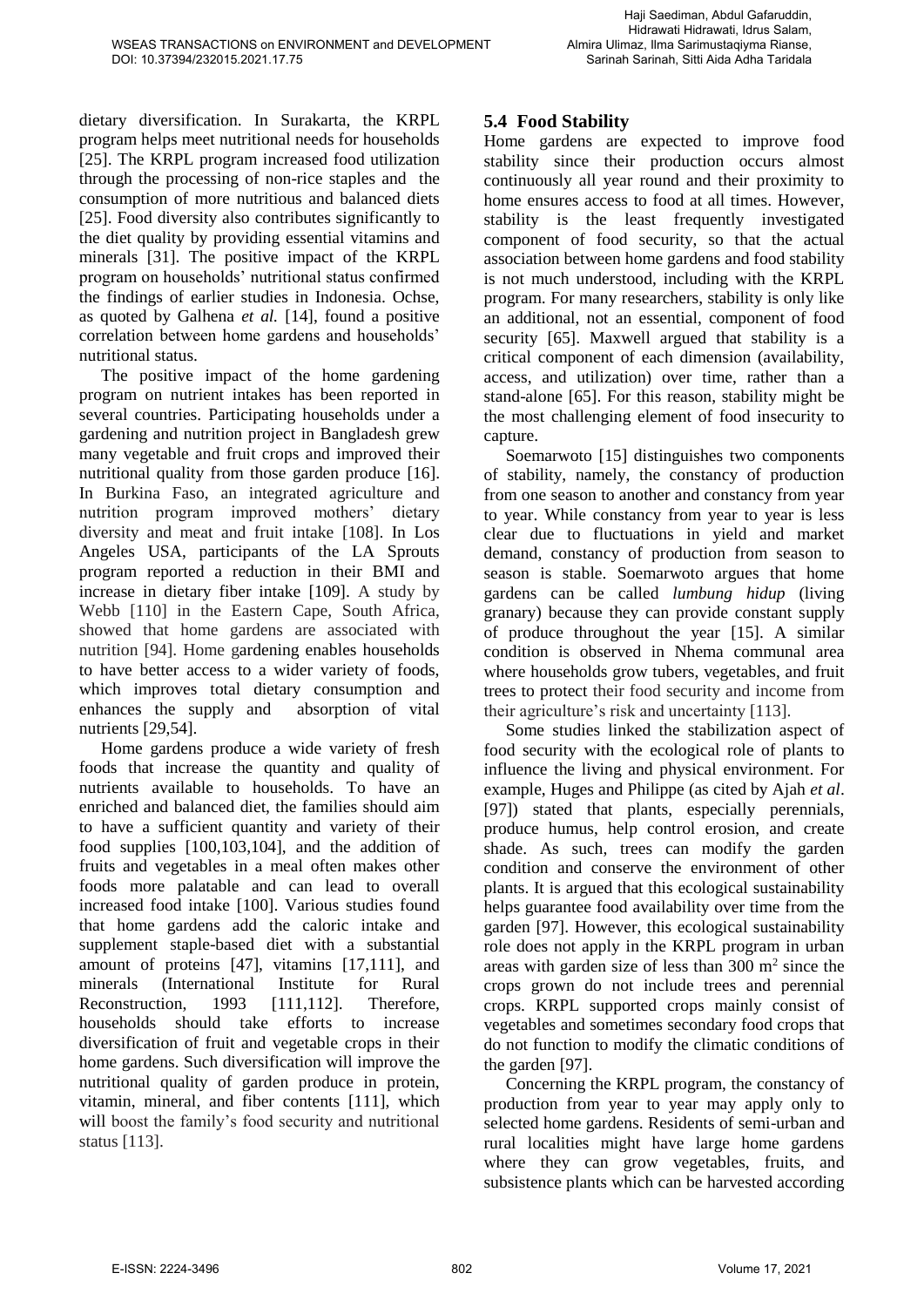dietary diversification. In Surakarta, the KRPL program helps meet nutritional needs for households [25]. The KRPL program increased food utilization through the processing of non-rice staples and the consumption of more nutritious and balanced diets [25]. Food diversity also contributes significantly to the diet quality by providing essential vitamins and minerals [31]. The positive impact of the KRPL program on households' nutritional status confirmed the findings of earlier studies in Indonesia. Ochse, as quoted by Galhena *et al.* [14], found a positive correlation between home gardens and households' nutritional status.

The positive impact of the home gardening program on nutrient intakes has been reported in several countries. Participating households under a gardening and nutrition project in Bangladesh grew many vegetable and fruit crops and improved their nutritional quality from those garden produce [16]. In Burkina Faso, an integrated agriculture and nutrition program improved mothers' dietary diversity and meat and fruit intake [108]. In Los Angeles USA, participants of the LA Sprouts program reported a reduction in their BMI and increase in dietary fiber intake [109]. A study by Webb [110] in the Eastern Cape, South Africa, showed that home gardens are associated with nutrition [94]. Home gardening enables households to have better access to a wider variety of foods, which improves total dietary consumption and enhances the supply and absorption of vital nutrients [29,54].

Home gardens produce a wide variety of fresh foods that increase the quantity and quality of nutrients available to households. To have an enriched and balanced diet, the families should aim to have a sufficient quantity and variety of their food supplies [100,103,104], and the addition of fruits and vegetables in a meal often makes other foods more palatable and can lead to overall increased food intake [100]. Various studies found that home gardens add the caloric intake and supplement staple-based diet with a substantial amount of proteins [47], vitamins [17,111], and minerals (International Institute for Rural Reconstruction, 1993 [111,112]. Therefore, households should take efforts to increase diversification of fruit and vegetable crops in their home gardens. Such diversification will improve the nutritional quality of garden produce in protein, vitamin, mineral, and fiber contents [111], which will boost the family's food security and nutritional status [113].

### 5.4 Food Stability

Home gardens are expected to improve food stability since their production occurs almost continuously all year round and their proximity to home ensures access to food at all times. However, stability is the least frequently investigated component of food security, so that the actual association between home gardens and food stability is not much understood, including with the KRPL program. For many researchers, stability is only like an additional, not an essential, component of food security [65]. Maxwell argued that stability is a critical component of each dimension (availability, access, and utilization) over time, rather than a stand-alone [65]. For this reason, stability might be the most challenging element of food insecurity to capture.

Soemarwoto [15] distinguishes two components of stability, namely, the constancy of production from one season to another and constancy from year to year. While constancy from year to year is less clear due to fluctuations in yield and market demand, constancy of production from season to season is stable. Soemarwoto argues that home gardens can be called *lumbung hidup* (living granary) because they can provide constant supply of produce throughout the year [15]. A similar condition is observed in Nhema communal area where households grow tubers, vegetables, and fruit trees to protect their food security and income from their agriculture's risk and uncertainty [113].

Some studies linked the stabilization aspect of food security with the ecological role of plants to influence the living and physical environment. For example, Huges and Philippe (as cited by Ajah *et al*. [97]) stated that plants, especially perennials, produce humus, help control erosion, and create shade. As such, trees can modify the garden condition and conserve the environment of other plants. It is argued that this ecological sustainability helps guarantee food availability over time from the garden [97]. However, this ecological sustainability role does not apply in the KRPL program in urban areas with garden size of less than 300 $m^2$ since the crops grown do not include trees and perennial crops. KRPL supported crops mainly consist of vegetables and sometimes secondary food crops that do not function to modify the climatic conditions of the garden [97].

Concerning the KRPL program, the constancy of production from year to year may apply only to selected home gardens. Residents of semi-urban and rural localities might have large home gardens where they can grow vegetables, fruits, and subsistence plants which can be harvested according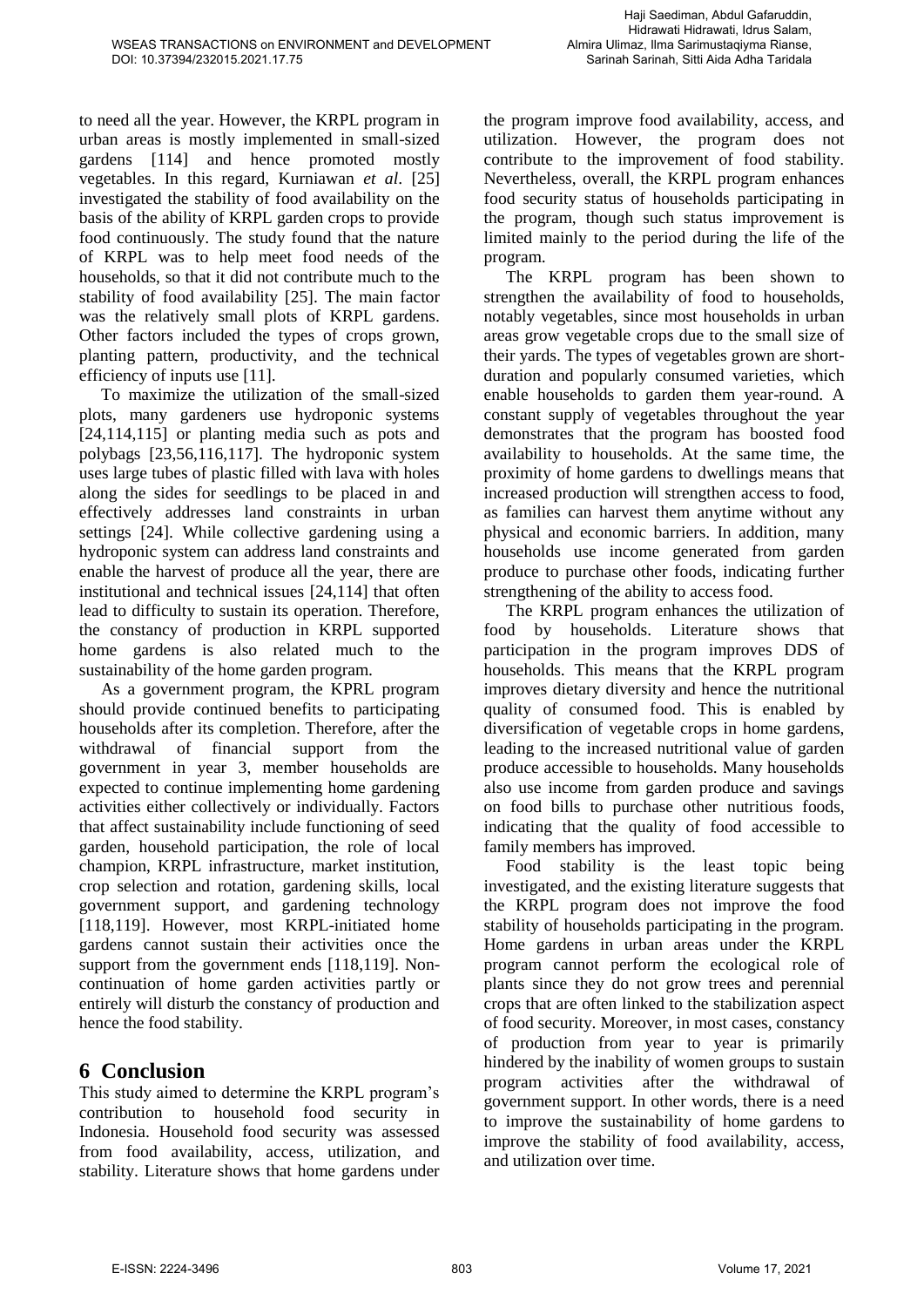to need all the year. However, the KRPL program in urban areas is mostly implemented in small-sized gardens [114] and hence promoted mostly vegetables. In this regard, Kurniawan *et al*. [25] investigated the stability of food availability on the basis of the ability of KRPL garden crops to provide food continuously. The study found that the nature of KRPL was to help meet food needs of the households, so that it did not contribute much to the stability of food availability [25]. The main factor was the relatively small plots of KRPL gardens. Other factors included the types of crops grown, planting pattern, productivity, and the technical efficiency of inputs use [11].

To maximize the utilization of the small-sized plots, many gardeners use hydroponic systems [24,114,115] or planting media such as pots and polybags [23,56,116,117]. The hydroponic system uses large tubes of plastic filled with lava with holes along the sides for seedlings to be placed in and effectively addresses land constraints in urban settings [24]. While collective gardening using a hydroponic system can address land constraints and enable the harvest of produce all the year, there are institutional and technical issues [24,114] that often lead to difficulty to sustain its operation. Therefore, the constancy of production in KRPL supported home gardens is also related much to the sustainability of the home garden program.

As a government program, the KPRL program should provide continued benefits to participating households after its completion. Therefore, after the withdrawal of financial support from the government in year 3, member households are expected to continue implementing home gardening activities either collectively or individually. Factors that affect sustainability include functioning of seed garden, household participation, the role of local champion, KRPL infrastructure, market institution, crop selection and rotation, gardening skills, local government support, and gardening technology [118,119]. However, most KRPL-initiated home gardens cannot sustain their activities once the support from the government ends [118,119]. Non-continuation of home garden activities partly or entirely will disturb the constancy of production and hence the food stability.

# 6 Conclusion

This study aimed to determine the KRPL program's contribution to household food security in Indonesia. Household food security was assessed from food availability, access, utilization, and stability. Literature shows that home gardens under the program improve food availability, access, and utilization. However, the program does not contribute to the improvement of food stability. Nevertheless, overall, the KRPL program enhances food security status of households participating in the program, though such status improvement is limited mainly to the period during the life of the program.

The KRPL program has been shown to strengthen the availability of food to households, notably vegetables, since most households in urban areas grow vegetable crops due to the small size of their yards. The types of vegetables grown are short-duration and popularly consumed varieties, which enable households to garden them year-round. A constant supply of vegetables throughout the year demonstrates that the program has boosted food availability to households. At the same time, the proximity of home gardens to dwellings means that increased production will strengthen access to food, as families can harvest them anytime without any physical and economic barriers. In addition, many households use income generated from garden produce to purchase other foods, indicating further strengthening of the ability to access food.

The KRPL program enhances the utilization of food by households. Literature shows that participation in the program improves DDS of households. This means that the KRPL program improves dietary diversity and hence the nutritional quality of consumed food. This is enabled by diversification of vegetable crops in home gardens, leading to the increased nutritional value of garden produce accessible to households. Many households also use income from garden produce and savings on food bills to purchase other nutritious foods, indicating that the quality of food accessible to family members has improved.

Food stability is the least topic being investigated, and the existing literature suggests that the KRPL program does not improve the food stability of households participating in the program. Home gardens in urban areas under the KRPL program cannot perform the ecological role of plants since they do not grow trees and perennial crops that are often linked to the stabilization aspect of food security. Moreover, in most cases, constancy of production from year to year is primarily hindered by the inability of women groups to sustain program activities after the withdrawal of government support. In other words, there is a need to improve the sustainability of home gardens to improve the stability of food availability, access, and utilization over time.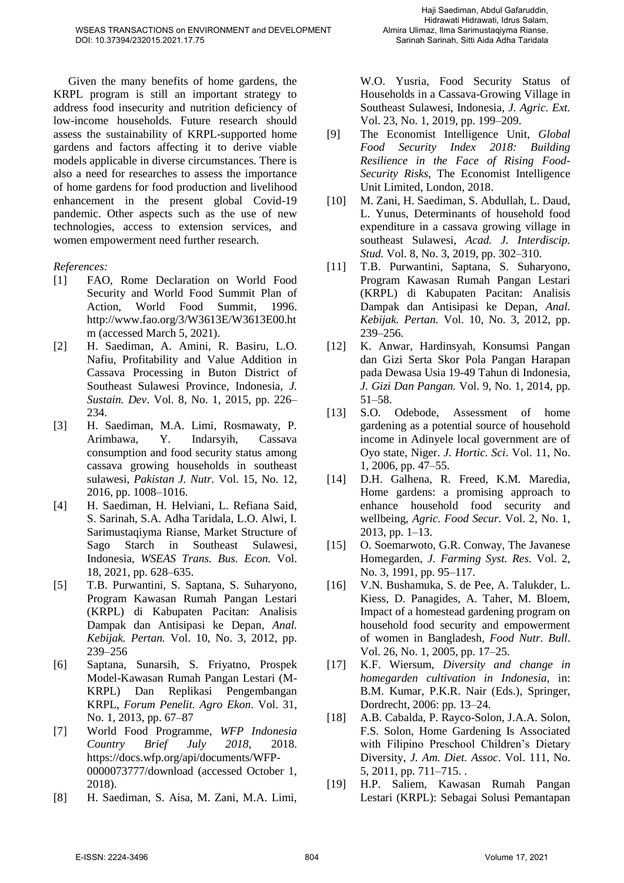Given the many benefits of home gardens, the KRPL program is still an important strategy to address food insecurity and nutrition deficiency of low-income households. Future research should assess the sustainability of KRPL-supported home gardens and factors affecting it to derive viable models applicable in diverse circumstances. There is also a need for researches to assess the importance of home gardens for food production and livelihood enhancement in the present global Covid-19 pandemic. Other aspects such as the use of new technologies, access to extension services, and women empowerment need further research.

*References:*

[1] FAO, Rome Declaration on World Food Security and World Food Summit Plan of Action, World Food Summit, 1996. http://www.fao.org/3/W3613E/W3613E00.htm (accessed March 5, 2021).

[2] H. Saediman, A. Amini, R. Basiru, L.O. Nafiu, Profitability and Value Addition in Cassava Processing in Buton District of Southeast Sulawesi Province, Indonesia, *J. Sustain. Dev*. Vol. 8, No. 1, 2015, pp. 226–234.

[3] H. Saediman, M.A. Limi, Rosmawaty, P. Arimbawa, Y. Indarsyih, Cassava consumption and food security status among cassava growing households in southeast sulawesi, *Pakistan J. Nutr.* Vol. 15, No. 12, 2016, pp. 1008–1016.

[4] H. Saediman, H. Helviani, L. Refiana Said, S. Sarinah, S.A. Adha Taridala, L.O. Alwi, I. Sarimustaqiyma Rianse, Market Structure of Sago Starch in Southeast Sulawesi, Indonesia, *WSEAS Trans. Bus. Econ.* Vol. 18, 2021, pp. 628–635.

[5] T.B. Purwantini, S. Saptana, S. Suharyono, Program Kawasan Rumah Pangan Lestari (KRPL) di Kabupaten Pacitan: Analisis Dampak dan Antisipasi ke Depan, *Anal. Kebijak. Pertan.* Vol. 10, No. 3, 2012, pp. 239–256

[6] Saptana, Sunarsih, S. Friyatno, Prospek Model-Kawasan Rumah Pangan Lestari (M-KRPL) Dan Replikasi Pengembangan KRPL, *Forum Penelit. Agro Ekon*. Vol. 31, No. 1, 2013, pp. 67–87

[7] World Food Programme, *WFP Indonesia Country Brief July 2018*, 2018. https://docs.wfp.org/api/documents/WFP-0000073777/download (accessed October 1, 2018).

[8] H. Saediman, S. Aisa, M. Zani, M.A. Limi, W.O. Yusria, Food Security Status of Households in a Cassava-Growing Village in Southeast Sulawesi, Indonesia, *J. Agric. Ext.* Vol. 23, No. 1, 2019, pp. 199–209.

[9] The Economist Intelligence Unit, *Global Food Security Index 2018: Building Resilience in the Face of Rising Food-Security Risks*, The Economist Intelligence Unit Limited, London, 2018.

[10] M. Zani, H. Saediman, S. Abdullah, L. Daud, L. Yunus, Determinants of household food expenditure in a cassava growing village in southeast Sulawesi, *Acad. J. Interdiscip. Stud.* Vol. 8, No. 3, 2019, pp. 302–310.

[11] T.B. Purwantini, Saptana, S. Suharyono, Program Kawasan Rumah Pangan Lestari (KRPL) di Kabupaten Pacitan: Analisis Dampak dan Antisipasi ke Depan, *Anal. Kebijak. Pertan.* Vol. 10, No. 3, 2012, pp. 239–256.

[12] K. Anwar, Hardinsyah, Konsumsi Pangan dan Gizi Serta Skor Pola Pangan Harapan pada Dewasa Usia 19-49 Tahun di Indonesia, *J. Gizi Dan Pangan.* Vol. 9, No. 1, 2014, pp. 51–58.

[13] S.O. Odebode, Assessment of home gardening as a potential source of household income in Adinyele local government are of Oyo state, Niger. *J. Hortic. Sci*. Vol. 11, No. 1, 2006, pp. 47–55.

[14] D.H. Galhena, R. Freed, K.M. Maredia, Home gardens: a promising approach to enhance household food security and wellbeing, *Agric. Food Secur.* Vol. 2, No. 1, 2013, pp. 1–13.

[15] O. Soemarwoto, G.R. Conway, The Javanese Homegarden, *J. Farming Syst. Res.* Vol. 2, No. 3, 1991, pp. 95–117.

[16] V.N. Bushamuka, S. de Pee, A. Talukder, L. Kiess, D. Panagides, A. Taher, M. Bloem, Impact of a homestead gardening program on household food security and empowerment of women in Bangladesh, *Food Nutr. Bull*. Vol. 26, No. 1, 2005, pp. 17–25.

[17] K.F. Wiersum, *Diversity and change in homegarden cultivation in Indonesia*, in: B.M. Kumar, P.K.R. Nair (Eds.), Springer, Dordrecht, 2006: pp. 13–24.

[18] A.B. Cabalda, P. Rayco-Solon, J.A.A. Solon, F.S. Solon, Home Gardening Is Associated with Filipino Preschool Children's Dietary Diversity, *J. Am. Diet. Assoc*. Vol. 111, No. 5, 2011, pp. 711–715. .

[19] H.P. Saliem, Kawasan Rumah Pangan Lestari (KRPL): Sebagai Solusi Pemantapan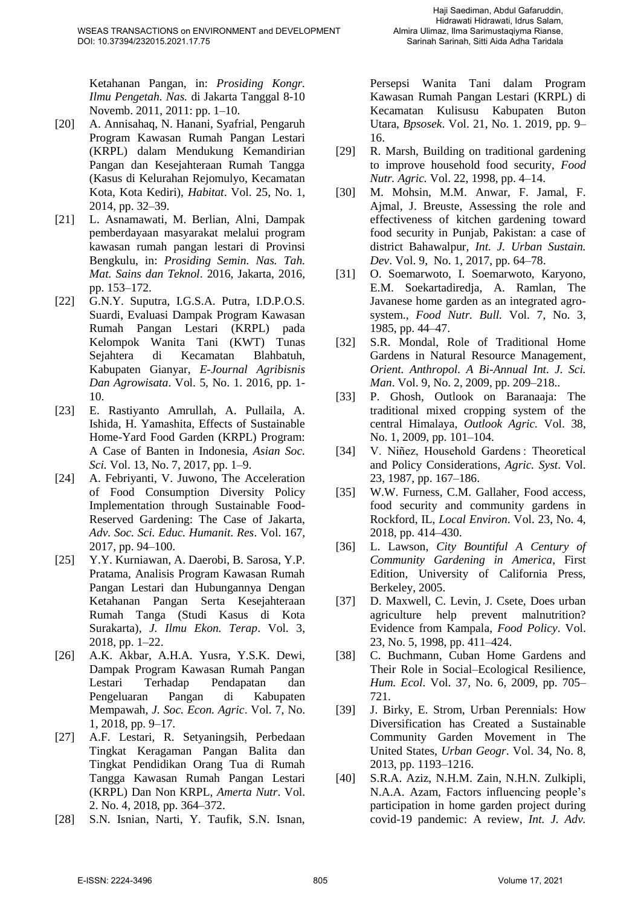Ketahanan Pangan, in: *Prosiding Kongr. Ilmu Pengetah. Nas.* di Jakarta Tanggal 8-10 Novemb. 2011, 2011: pp. 1–10.

[20] A. Annisahaq, N. Hanani, Syafrial, Pengaruh Program Kawasan Rumah Pangan Lestari (KRPL) dalam Mendukung Kemandirian Pangan dan Kesejahteraan Rumah Tangga (Kasus di Kelurahan Rejomulyo, Kecamatan Kota, Kota Kediri), *Habitat*. Vol. 25, No. 1, 2014, pp. 32–39.

[21] L. Asnamawati, M. Berlian, Alni, Dampak pemberdayaan masyarakat melalui program kawasan rumah pangan lestari di Provinsi Bengkulu, in: *Prosiding Semin. Nas. Tah. Mat. Sains dan Teknol*. 2016, Jakarta, 2016, pp. 153–172.

[22] G.N.Y. Suputra, I.G.S.A. Putra, I.D.P.O.S. Suardi, Evaluasi Dampak Program Kawasan Rumah Pangan Lestari (KRPL) pada Kelompok Wanita Tani (KWT) Tunas Sejahtera di Kecamatan Blahbatuh, Kabupaten Gianyar, *E-Journal Agribisnis Dan Agrowisata*. Vol. 5, No. 1. 2016, pp. 1-10.

[23] E. Rastiyanto Amrullah, A. Pullaila, A. Ishida, H. Yamashita, Effects of Sustainable Home-Yard Food Garden (KRPL) Program: A Case of Banten in Indonesia, *Asian Soc. Sci.* Vol. 13, No. 7, 2017, pp. 1–9.

[24] A. Febriyanti, V. Juwono, The Acceleration of Food Consumption Diversity Policy Implementation through Sustainable Food-Reserved Gardening: The Case of Jakarta, *Adv. Soc. Sci. Educ. Humanit. Res*. Vol. 167, 2017, pp. 94–100.

[25] Y.Y. Kurniawan, A. Daerobi, B. Sarosa, Y.P. Pratama, Analisis Program Kawasan Rumah Pangan Lestari dan Hubungannya Dengan Ketahanan Pangan Serta Kesejahteraan Rumah Tanga (Studi Kasus di Kota Surakarta), *J. Ilmu Ekon. Terap*. Vol. 3, 2018, pp. 1–22.

[26] A.K. Akbar, A.H.A. Yusra, Y.S.K. Dewi, Dampak Program Kawasan Rumah Pangan Lestari Terhadap Pendapatan dan Pengeluaran Pangan di Kabupaten Mempawah, *J. Soc. Econ. Agric*. Vol. 7, No. 1, 2018, pp. 9–17.

[27] A.F. Lestari, R. Setyaningsih, Perbedaan Tingkat Keragaman Pangan Balita dan Tingkat Pendidikan Orang Tua di Rumah Tangga Kawasan Rumah Pangan Lestari (KRPL) Dan Non KRPL, *Amerta Nutr*. Vol. 2. No. 4, 2018, pp. 364–372.

[28] S.N. Isnian, Narti, Y. Taufik, S.N. Isnan, Persepsi Wanita Tani dalam Program Kawasan Rumah Pangan Lestari (KRPL) di Kecamatan Kulisusu Kabupaten Buton Utara, *Bpsosek*. Vol. 21, No. 1. 2019, pp. 9–16.

[29] R. Marsh, Building on traditional gardening to improve household food security, *Food Nutr. Agric.* Vol. 22, 1998, pp. 4–14.

[30] M. Mohsin, M.M. Anwar, F. Jamal, F. Ajmal, J. Breuste, Assessing the role and effectiveness of kitchen gardening toward food security in Punjab, Pakistan: a case of district Bahawalpur, *Int. J. Urban Sustain. Dev*. Vol. 9, No. 1, 2017, pp. 64–78.

[31] O. Soemarwoto, I. Soemarwoto, Karyono, E.M. Soekartadiredja, A. Ramlan, The Javanese home garden as an integrated agro-system., *Food Nutr. Bull.* Vol. 7, No. 3, 1985, pp. 44–47.

[32] S.R. Mondal, Role of Traditional Home Gardens in Natural Resource Management, *Orient. Anthropol. A Bi-Annual Int. J. Sci. Man*. Vol. 9, No. 2, 2009, pp. 209–218..

[33] P. Ghosh, Outlook on Baranaaja: The traditional mixed cropping system of the central Himalaya, *Outlook Agric.* Vol. 38, No. 1, 2009, pp. 101–104.

[34] V. Niñez, Household Gardens : Theoretical and Policy Considerations, *Agric. Syst*. Vol. 23, 1987, pp. 167–186.

[35] W.W. Furness, C.M. Gallaher, Food access, food security and community gardens in Rockford, IL, *Local Environ.* Vol. 23, No. 4, 2018, pp. 414–430.

[36] L. Lawson, *City Bountiful A Century of Community Gardening in America*, First Edition, University of California Press, Berkeley, 2005.

[37] D. Maxwell, C. Levin, J. Csete, Does urban agriculture help prevent malnutrition? Evidence from Kampala, *Food Policy*. Vol. 23, No. 5, 1998, pp. 411–424.

[38] C. Buchmann, Cuban Home Gardens and Their Role in Social–Ecological Resilience, *Hum. Ecol*. Vol. 37, No. 6, 2009, pp. 705–721.

[39] J. Birky, E. Strom, Urban Perennials: How Diversification has Created a Sustainable Community Garden Movement in The United States, *Urban Geogr*. Vol. 34, No. 8, 2013, pp. 1193–1216.

[40] S.R.A. Aziz, N.H.M. Zain, N.H.N. Zulkipli, N.A.A. Azam, Factors influencing people's participation in home garden project during covid-19 pandemic: A review, *Int. J. Adv.*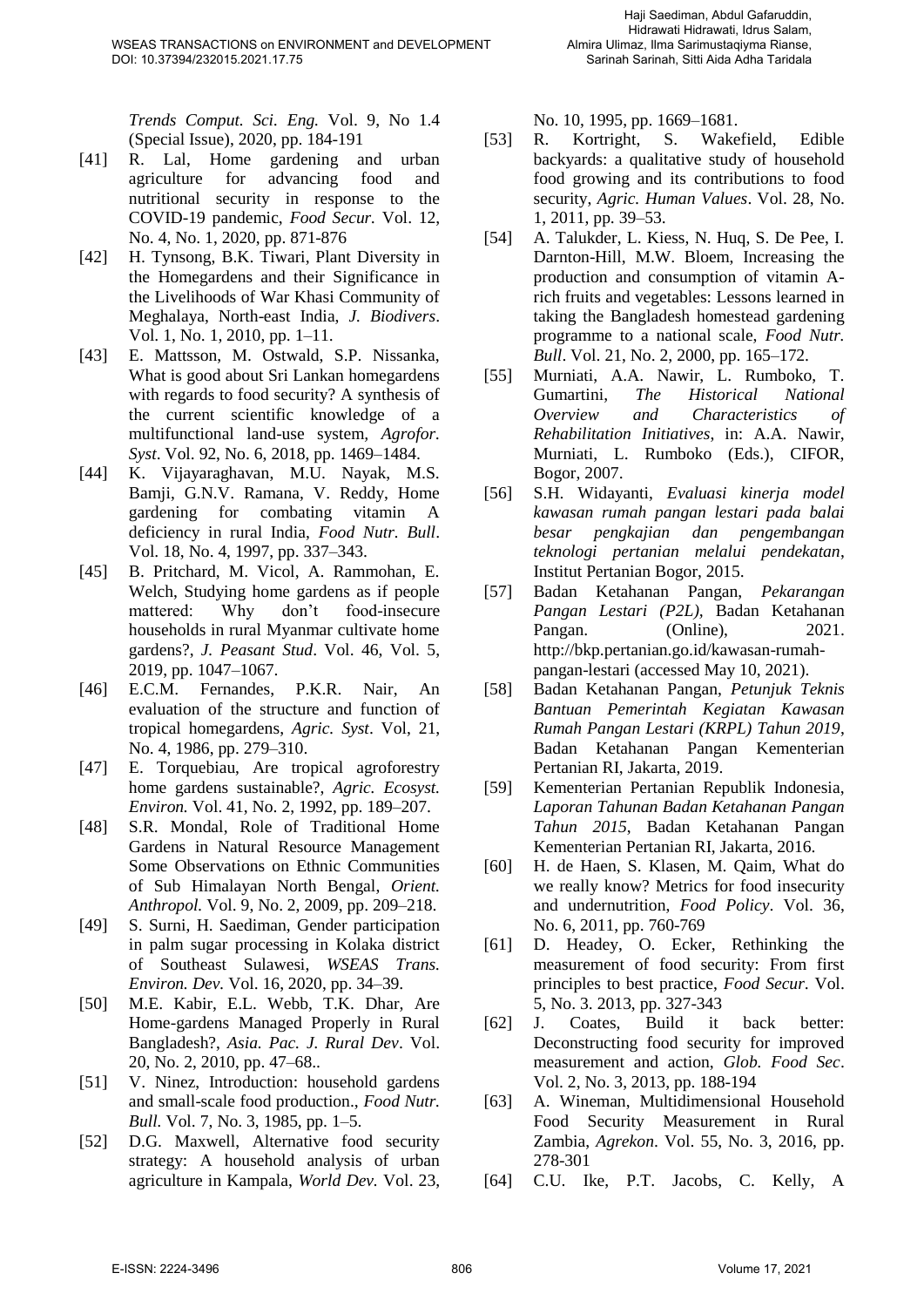*Trends Comput. Sci. Eng.* Vol. 9, No 1.4 (Special Issue), 2020, pp. 184-191

[41] R. Lal, Home gardening and urban agriculture for advancing food and nutritional security in response to the COVID-19 pandemic, *Food Secur.* Vol. 12, No. 4, No. 1, 2020, pp. 871-876

[42] H. Tynsong, B.K. Tiwari, Plant Diversity in the Homegardens and their Significance in the Livelihoods of War Khasi Community of Meghalaya, North-east India, *J. Biodivers*. Vol. 1, No. 1, 2010, pp. 1–11.

[43] E. Mattsson, M. Ostwald, S.P. Nissanka, What is good about Sri Lankan homegardens with regards to food security? A synthesis of the current scientific knowledge of a multifunctional land-use system, *Agrofor. Syst*. Vol. 92, No. 6, 2018, pp. 1469–1484.

[44] K. Vijayaraghavan, M.U. Nayak, M.S. Bamji, G.N.V. Ramana, V. Reddy, Home gardening for combating vitamin A deficiency in rural India, *Food Nutr. Bull*. Vol. 18, No. 4, 1997, pp. 337–343.

[45] B. Pritchard, M. Vicol, A. Rammohan, E. Welch, Studying home gardens as if people mattered: Why don't food-insecure households in rural Myanmar cultivate home gardens?, *J. Peasant Stud*. Vol. 46, Vol. 5, 2019, pp. 1047–1067.

[46] E.C.M. Fernandes, P.K.R. Nair, An evaluation of the structure and function of tropical homegardens, *Agric. Syst*. Vol, 21, No. 4, 1986, pp. 279–310.

[47] E. Torquebiau, Are tropical agroforestry home gardens sustainable?, *Agric. Ecosyst. Environ.* Vol. 41, No. 2, 1992, pp. 189–207.

[48] S.R. Mondal, Role of Traditional Home Gardens in Natural Resource Management Some Observations on Ethnic Communities of Sub Himalayan North Bengal, *Orient. Anthropol.* Vol. 9, No. 2, 2009, pp. 209–218.

[49] S. Surni, H. Saediman, Gender participation in palm sugar processing in Kolaka district of Southeast Sulawesi, *WSEAS Trans. Environ. Dev.* Vol. 16, 2020, pp. 34–39.

[50] M.E. Kabir, E.L. Webb, T.K. Dhar, Are Home-gardens Managed Properly in Rural Bangladesh?, *Asia. Pac. J. Rural Dev*. Vol. 20, No. 2, 2010, pp. 47–68..

[51] V. Ninez, Introduction: household gardens and small-scale food production., *Food Nutr. Bull.* Vol. 7, No. 3, 1985, pp. 1–5.

[52] D.G. Maxwell, Alternative food security strategy: A household analysis of urban agriculture in Kampala, *World Dev.* Vol. 23, No. 10, 1995, pp. 1669–1681.

[53] R. Kortright, S. Wakefield, Edible backyards: a qualitative study of household food growing and its contributions to food security, *Agric. Human Values*. Vol. 28, No. 1, 2011, pp. 39–53.

[54] A. Talukder, L. Kiess, N. Huq, S. De Pee, I. Darnton-Hill, M.W. Bloem, Increasing the production and consumption of vitamin A-rich fruits and vegetables: Lessons learned in taking the Bangladesh homestead gardening programme to a national scale, *Food Nutr. Bull*. Vol. 21, No. 2, 2000, pp. 165–172.

[55] Murniati, A.A. Nawir, L. Rumboko, T. Gumartini, *The Historical National Overview and Characteristics of Rehabilitation Initiatives*, in: A.A. Nawir, Murniati, L. Rumboko (Eds.), CIFOR, Bogor, 2007.

[56] S.H. Widayanti, *Evaluasi kinerja model kawasan rumah pangan lestari pada balai besar pengkajian dan pengembangan teknologi pertanian melalui pendekatan*, Institut Pertanian Bogor, 2015.

[57] Badan Ketahanan Pangan, *Pekarangan Pangan Lestari (P2L)*, Badan Ketahanan Pangan. (Online), 2021. http://bkp.pertanian.go.id/kawasan-rumah-pangan-lestari (accessed May 10, 2021).

[58] Badan Ketahanan Pangan, *Petunjuk Teknis Bantuan Pemerintah Kegiatan Kawasan Rumah Pangan Lestari (KRPL) Tahun 2019*, Badan Ketahanan Pangan Kementerian Pertanian RI, Jakarta, 2019.

[59] Kementerian Pertanian Republik Indonesia, *Laporan Tahunan Badan Ketahanan Pangan Tahun 2015*, Badan Ketahanan Pangan Kementerian Pertanian RI, Jakarta, 2016.

[60] H. de Haen, S. Klasen, M. Qaim, What do we really know? Metrics for food insecurity and undernutrition, *Food Policy*. Vol. 36, No. 6, 2011, pp. 760-769

[61] D. Headey, O. Ecker, Rethinking the measurement of food security: From first principles to best practice, *Food Secur*. Vol. 5, No. 3. 2013, pp. 327-343

[62] J. Coates, Build it back better: Deconstructing food security for improved measurement and action, *Glob. Food Sec*. Vol. 2, No. 3, 2013, pp. 188-194

[63] A. Wineman, Multidimensional Household Food Security Measurement in Rural Zambia, *Agrekon*. Vol. 55, No. 3, 2016, pp. 278-301

[64] C.U. Ike, P.T. Jacobs, C. Kelly, A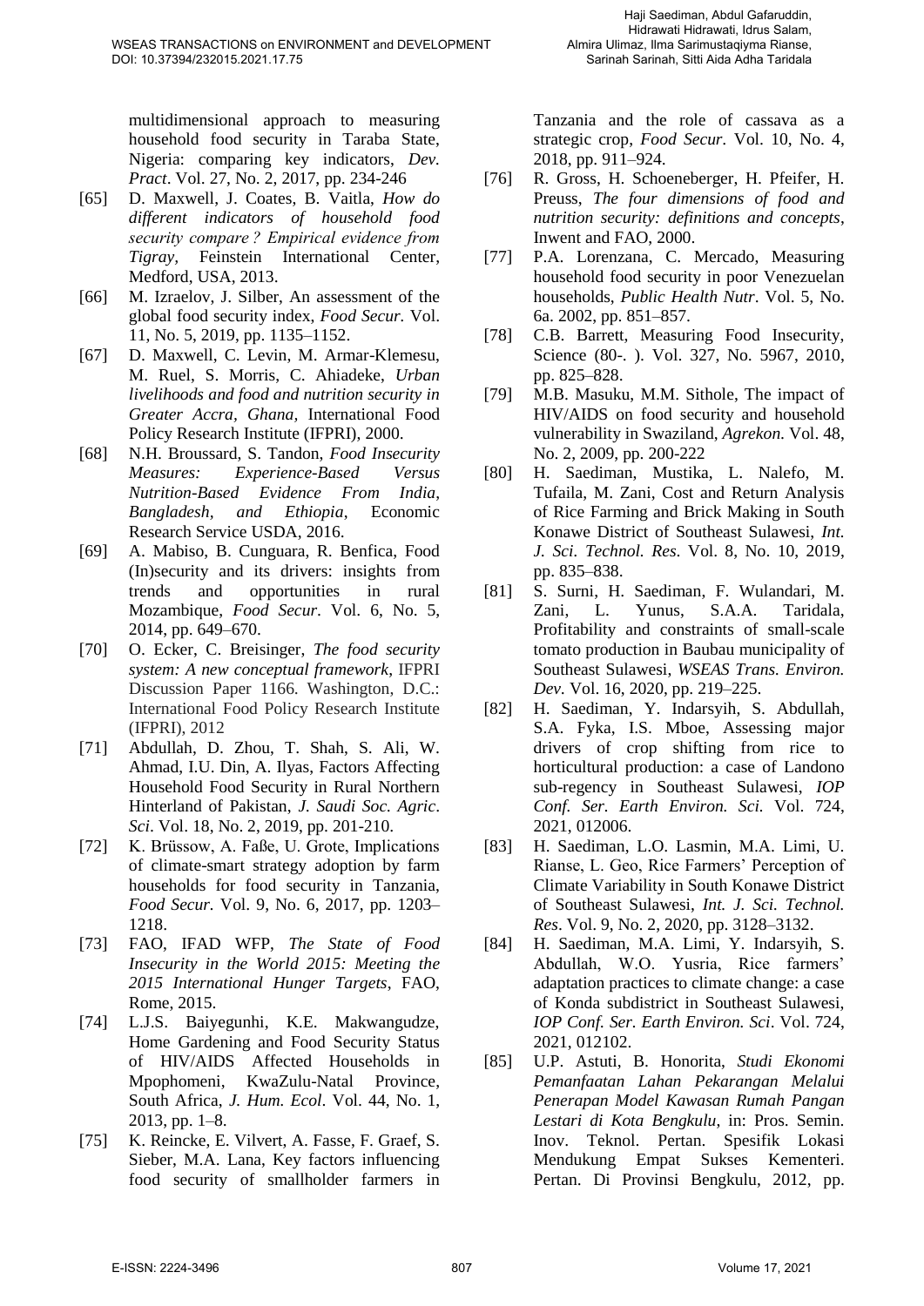multidimensional approach to measuring household food security in Taraba State, Nigeria: comparing key indicators, *Dev. Pract*. Vol. 27, No. 2, 2017, pp. 234-246

[65] D. Maxwell, J. Coates, B. Vaitla, *How do different indicators of household food security compare ? Empirical evidence from Tigray*, Feinstein International Center, Medford, USA, 2013.

[66] M. Izraelov, J. Silber, An assessment of the global food security index, *Food Secur.* Vol. 11, No. 5, 2019, pp. 1135–1152.

[67] D. Maxwell, C. Levin, M. Armar-Klemesu, M. Ruel, S. Morris, C. Ahiadeke, *Urban livelihoods and food and nutrition security in Greater Accra, Ghana*, International Food Policy Research Institute (IFPRI), 2000.

[68] N.H. Broussard, S. Tandon, *Food Insecurity Measures: Experience-Based Versus Nutrition-Based Evidence From India, Bangladesh, and Ethiopia*, Economic Research Service USDA, 2016.

[69] A. Mabiso, B. Cunguara, R. Benfica, Food (In)security and its drivers: insights from trends and opportunities in rural Mozambique, *Food Secur*. Vol. 6, No. 5, 2014, pp. 649–670.

[70] O. Ecker, C. Breisinger, *The food security system: A new conceptual framework*, IFPRI Discussion Paper 1166. Washington, D.C.: International Food Policy Research Institute (IFPRI), 2012

[71] Abdullah, D. Zhou, T. Shah, S. Ali, W. Ahmad, I.U. Din, A. Ilyas, Factors Affecting Household Food Security in Rural Northern Hinterland of Pakistan, *J. Saudi Soc. Agric. Sci*. Vol. 18, No. 2, 2019, pp. 201-210.

[72] K. Brüssow, A. Faße, U. Grote, Implications of climate-smart strategy adoption by farm households for food security in Tanzania, *Food Secur*. Vol. 9, No. 6, 2017, pp. 1203–1218.

[73] FAO, IFAD WFP, *The State of Food Insecurity in the World 2015: Meeting the 2015 International Hunger Targets*, FAO, Rome, 2015.

[74] L.J.S. Baiyegunhi, K.E. Makwangudze, Home Gardening and Food Security Status of HIV/AIDS Affected Households in Mpophomeni, KwaZulu-Natal Province, South Africa, *J. Hum. Ecol*. Vol. 44, No. 1, 2013, pp. 1–8.

[75] K. Reincke, E. Vilvert, A. Fasse, F. Graef, S. Sieber, M.A. Lana, Key factors influencing food security of smallholder farmers in Tanzania and the role of cassava as a strategic crop, *Food Secur*. Vol. 10, No. 4, 2018, pp. 911–924.

[76] R. Gross, H. Schoeneberger, H. Pfeifer, H. Preuss, *The four dimensions of food and nutrition security: definitions and concepts*, Inwent and FAO, 2000.

[77] P.A. Lorenzana, C. Mercado, Measuring household food security in poor Venezuelan households, *Public Health Nutr*. Vol. 5, No. 6a. 2002, pp. 851–857.

[78] C.B. Barrett, Measuring Food Insecurity, Science (80-. ). Vol. 327, No. 5967, 2010, pp. 825–828.

[79] M.B. Masuku, M.M. Sithole, The impact of HIV/AIDS on food security and household vulnerability in Swaziland, *Agrekon*. Vol. 48, No. 2, 2009, pp. 200-222

[80] H. Saediman, Mustika, L. Nalefo, M. Tufaila, M. Zani, Cost and Return Analysis of Rice Farming and Brick Making in South Konawe District of Southeast Sulawesi, *Int. J. Sci. Technol. Res*. Vol. 8, No. 10, 2019, pp. 835–838.

[81] S. Surni, H. Saediman, F. Wulandari, M. Zani, L. Yunus, S.A.A. Taridala, Profitability and constraints of small-scale tomato production in Baubau municipality of Southeast Sulawesi, *WSEAS Trans. Environ. Dev*. Vol. 16, 2020, pp. 219–225.

[82] H. Saediman, Y. Indarsyih, S. Abdullah, S.A. Fyka, I.S. Mboe, Assessing major drivers of crop shifting from rice to horticultural production: a case of Landono sub-regency in Southeast Sulawesi, *IOP Conf. Ser. Earth Environ. Sci.* Vol. 724, 2021, 012006.

[83] H. Saediman, L.O. Lasmin, M.A. Limi, U. Rianse, L. Geo, Rice Farmers' Perception of Climate Variability in South Konawe District of Southeast Sulawesi, *Int. J. Sci. Technol. Res*. Vol. 9, No. 2, 2020, pp. 3128–3132.

[84] H. Saediman, M.A. Limi, Y. Indarsyih, S. Abdullah, W.O. Yusria, Rice farmers' adaptation practices to climate change: a case of Konda subdistrict in Southeast Sulawesi, *IOP Conf. Ser. Earth Environ. Sci*. Vol. 724, 2021, 012102.

[85] U.P. Astuti, B. Honorita, *Studi Ekonomi Pemanfaatan Lahan Pekarangan Melalui Penerapan Model Kawasan Rumah Pangan Lestari di Kota Bengkulu*, in: Pros. Semin. Inov. Teknol. Pertan. Spesifik Lokasi Mendukung Empat Sukses Kementeri. Pertan. Di Provinsi Bengkulu, 2012, pp.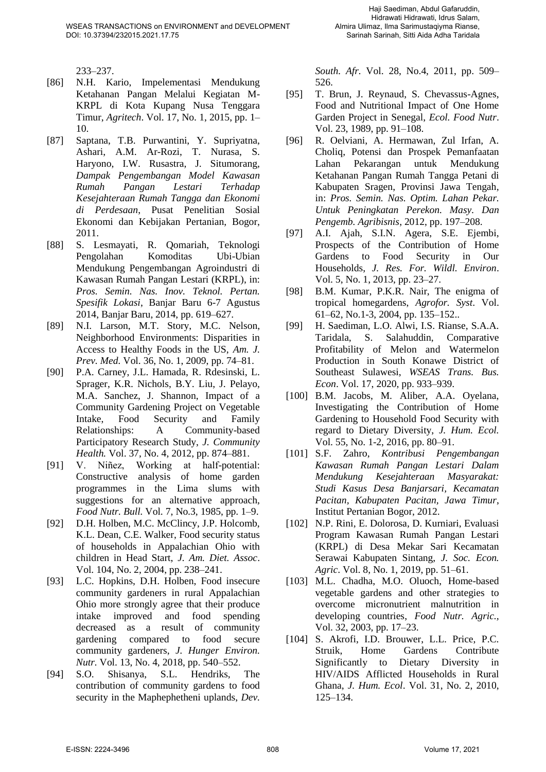233–237.

[86] N.H. Kario, Impelementasi Mendukung Ketahanan Pangan Melalui Kegiatan M-KRPL di Kota Kupang Nusa Tenggara Timur, *Agritech*. Vol. 17, No. 1, 2015, pp. 1–10.

[87] Saptana, T.B. Purwantini, Y. Supriyatna, Ashari, A.M. Ar-Rozi, T. Nurasa, S. Haryono, I.W. Rusastra, J. Situmorang, *Dampak Pengembangan Model Kawasan Rumah Pangan Lestari Terhadap Kesejahteraan Rumah Tangga dan Ekonomi di Perdesaan*, Pusat Penelitian Sosial Ekonomi dan Kebijakan Pertanian, Bogor, 2011.

[88] S. Lesmayati, R. Qomariah, Teknologi Pengolahan Komoditas Ubi-Ubian Mendukung Pengembangan Agroindustri di Kawasan Rumah Pangan Lestari (KRPL), in: *Pros. Semin. Nas. Inov. Teknol. Pertan. Spesifik Lokasi*, Banjar Baru 6-7 Agustus 2014, Banjar Baru, 2014, pp. 619–627.

[89] N.I. Larson, M.T. Story, M.C. Nelson, Neighborhood Environments: Disparities in Access to Healthy Foods in the US, *Am. J. Prev. Med.* Vol. 36, No. 1, 2009, pp. 74–81.

[90] P.A. Carney, J.L. Hamada, R. Rdesinski, L. Sprager, K.R. Nichols, B.Y. Liu, J. Pelayo, M.A. Sanchez, J. Shannon, Impact of a Community Gardening Project on Vegetable Intake, Food Security and Family Relationships: A Community-based Participatory Research Study, *J. Community Health.* Vol. 37, No. 4, 2012, pp. 874–881.

[91] V. Niñez, Working at half-potential: Constructive analysis of home garden programmes in the Lima slums with suggestions for an alternative approach, *Food Nutr. Bull.* Vol. 7, No.3, 1985, pp. 1–9.

[92] D.H. Holben, M.C. McClincy, J.P. Holcomb, K.L. Dean, C.E. Walker, Food security status of households in Appalachian Ohio with children in Head Start, *J. Am. Diet. Assoc*. Vol. 104, No. 2, 2004, pp. 238–241.

[93] L.C. Hopkins, D.H. Holben, Food insecure community gardeners in rural Appalachian Ohio more strongly agree that their produce intake improved and food spending decreased as a result of community gardening compared to food secure community gardeners, *J. Hunger Environ. Nutr.* Vol. 13, No. 4, 2018, pp. 540–552.

[94] S.O. Shisanya, S.L. Hendriks, The contribution of community gardens to food security in the Maphephetheni uplands, *Dev. South. Afr.* Vol. 28, No.4, 2011, pp. 509–526.

[95] T. Brun, J. Reynaud, S. Chevassus-Agnes, Food and Nutritional Impact of One Home Garden Project in Senegal, *Ecol. Food Nutr.* Vol. 23, 1989, pp. 91–108.

[96] R. Oelviani, A. Hermawan, Zul Irfan, A. Choliq, Potensi dan Prospek Pemanfaatan Lahan Pekarangan untuk Mendukung Ketahanan Pangan Rumah Tangga Petani di Kabupaten Sragen, Provinsi Jawa Tengah, in: *Pros. Semin. Nas. Optim. Lahan Pekar. Untuk Peningkatan Perekon. Masy. Dan Pengemb. Agribisnis*, 2012, pp. 197–208.

[97] A.I. Ajah, S.I.N. Agera, S.E. Ejembi, Prospects of the Contribution of Home Gardens to Food Security in Our Households, *J. Res. For. Wildl. Environ*. Vol. 5, No. 1, 2013, pp. 23–27.

[98] B.M. Kumar, P.K.R. Nair, The enigma of tropical homegardens, *Agrofor. Syst*. Vol. 61–62, No.1-3, 2004, pp. 135–152..

[99] H. Saediman, L.O. Alwi, I.S. Rianse, S.A.A. Taridala, S. Salahuddin, Comparative Profitability of Melon and Watermelon Production in South Konawe District of Southeast Sulawesi, *WSEAS Trans. Bus. Econ*. Vol. 17, 2020, pp. 933–939.

[100] B.M. Jacobs, M. Aliber, A.A. Oyelana, Investigating the Contribution of Home Gardening to Household Food Security with regard to Dietary Diversity, *J. Hum. Ecol.* Vol. 55, No. 1-2, 2016, pp. 80–91.

[101] S.F. Zahro, *Kontribusi Pengembangan Kawasan Rumah Pangan Lestari Dalam Mendukung Kesejahteraan Masyarakat: Studi Kasus Desa Banjarsari, Kecamatan Pacitan, Kabupaten Pacitan, Jawa Timur*, Institut Pertanian Bogor, 2012.

[102] N.P. Rini, E. Dolorosa, D. Kurniari, Evaluasi Program Kawasan Rumah Pangan Lestari (KRPL) di Desa Mekar Sari Kecamatan Serawai Kabupaten Sintang, *J. Soc. Econ. Agric*. Vol. 8, No. 1, 2019, pp. 51–61.

[103] M.L. Chadha, M.O. Oluoch, Home-based vegetable gardens and other strategies to overcome micronutrient malnutrition in developing countries, *Food Nutr. Agric.*, Vol. 32, 2003, pp. 17–23.

[104] S. Akrofi, I.D. Brouwer, L.L. Price, P.C. Struik, Home Gardens Contribute Significantly to Dietary Diversity in HIV/AIDS Afflicted Households in Rural Ghana, *J. Hum. Ecol*. Vol. 31, No. 2, 2010, 125–134.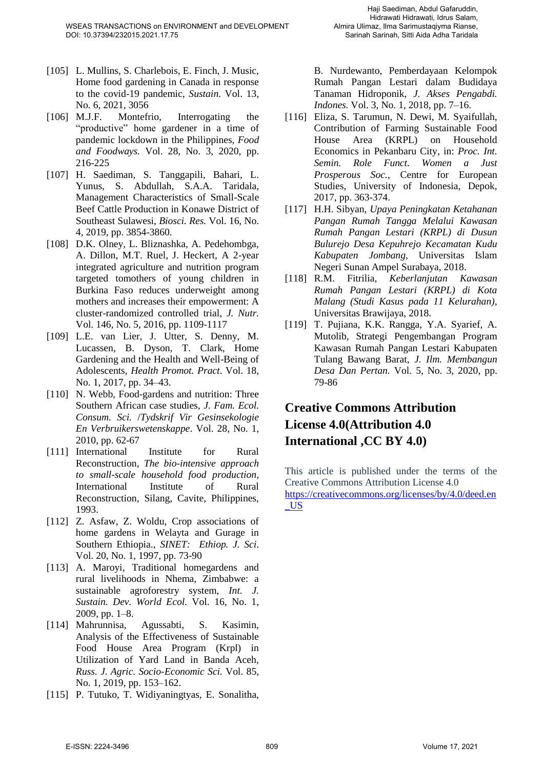[105] L. Mullins, S. Charlebois, E. Finch, J. Music, Home food gardening in Canada in response to the covid-19 pandemic, *Sustain*. Vol. 13, No. 6, 2021, 3056

[106] M.J.F. Montefrio, Interrogating the "productive" home gardener in a time of pandemic lockdown in the Philippines, *Food and Foodways.* Vol. 28, No. 3, 2020, pp. 216-225

[107] H. Saediman, S. Tanggapili, Bahari, L. Yunus, S. Abdullah, S.A.A. Taridala, Management Characteristics of Small-Scale Beef Cattle Production in Konawe District of Southeast Sulawesi, *Biosci. Res.* Vol. 16, No. 4, 2019, pp. 3854-3860.

[108] D.K. Olney, L. Bliznashka, A. Pedehombga, A. Dillon, M.T. Ruel, J. Heckert, A 2-year integrated agriculture and nutrition program targeted tomothers of young children in Burkina Faso reduces underweight among mothers and increases their empowerment: A cluster-randomized controlled trial, *J. Nutr.* Vol. 146, No. 5, 2016, pp. 1109-1117

[109] L.E. van Lier, J. Utter, S. Denny, M. Lucassen, B. Dyson, T. Clark, Home Gardening and the Health and Well-Being of Adolescents, *Health Promot. Pract*. Vol. 18, No. 1, 2017, pp. 34–43.

[110] N. Webb, Food-gardens and nutrition: Three Southern African case studies, *J. Fam. Ecol. Consum. Sci.* /*Tydskrif Vir Gesinsekologie En Verbruikerswetenskappe*. Vol. 28, No. 1, 2010, pp. 62-67

[111] International Institute for Rural Reconstruction, *The bio-intensive approach to small-scale household food production*, International Institute of Rural Reconstruction, Silang, Cavite, Philippines, 1993.

[112] Z. Asfaw, Z. Woldu, Crop associations of home gardens in Welayta and Gurage in Southern Ethiopia., *SINET: Ethiop. J. Sci*. Vol. 20, No. 1, 1997, pp. 73-90

[113] A. Maroyi, Traditional homegardens and rural livelihoods in Nhema, Zimbabwe: a sustainable agroforestry system, *Int. J. Sustain. Dev. World Ecol.* Vol. 16, No. 1, 2009, pp. 1–8.

[114] Mahrunnisa, Agussabti, S. Kasimin, Analysis of the Effectiveness of Sustainable Food House Area Program (Krpl) in Utilization of Yard Land in Banda Aceh, *Russ. J. Agric. Socio-Economic Sci.* Vol. 85, No. 1, 2019, pp. 153–162.

[115] P. Tutuko, T. Widiyaningtyas, E. Sonalitha, B. Nurdewanto, Pemberdayaan Kelompok Rumah Pangan Lestari dalam Budidaya Tanaman Hidroponik, *J. Akses Pengabdi. Indones.* Vol. 3, No. 1, 2018, pp. 7–16.

[116] Eliza, S. Tarumun, N. Dewi, M. Syaifullah, Contribution of Farming Sustainable Food House Area (KRPL) on Household Economics in Pekanbaru City, in: *Proc. Int. Semin. Role Funct. Women a Just Prosperous Soc.*, Centre for European Studies, University of Indonesia, Depok, 2017, pp. 363-374.

[117] H.H. Sibyan, *Upaya Peningkatan Ketahanan Pangan Rumah Tangga Melalui Kawasan Rumah Pangan Lestari (KRPL) di Dusun Bulurejo Desa Kepuhrejo Kecamatan Kudu Kabupaten Jombang*, Universitas Islam Negeri Sunan Ampel Surabaya, 2018.

[118] R.M. Fitrilia, *Keberlanjutan Kawasan Rumah Pangan Lestari (KRPL) di Kota Malang (Studi Kasus pada 11 Kelurahan)*, Universitas Brawijaya, 2018.

[119] T. Pujiana, K.K. Rangga, Y.A. Syarief, A. Mutolib, Strategi Pengembangan Program Kawasan Rumah Pangan Lestari Kabupaten Tulang Bawang Barat, *J. Ilm. Membangun Desa Dan Pertan.* Vol. 5, No. 3, 2020, pp. 79-86

## Creative Commons Attribution License 4.0(Attribution 4.0 International ,CC BY 4.0)

This article is published under the terms of the Creative Commons Attribution License 4.0
https://creativecommons.org/licenses/by/4.0/deed.en_US